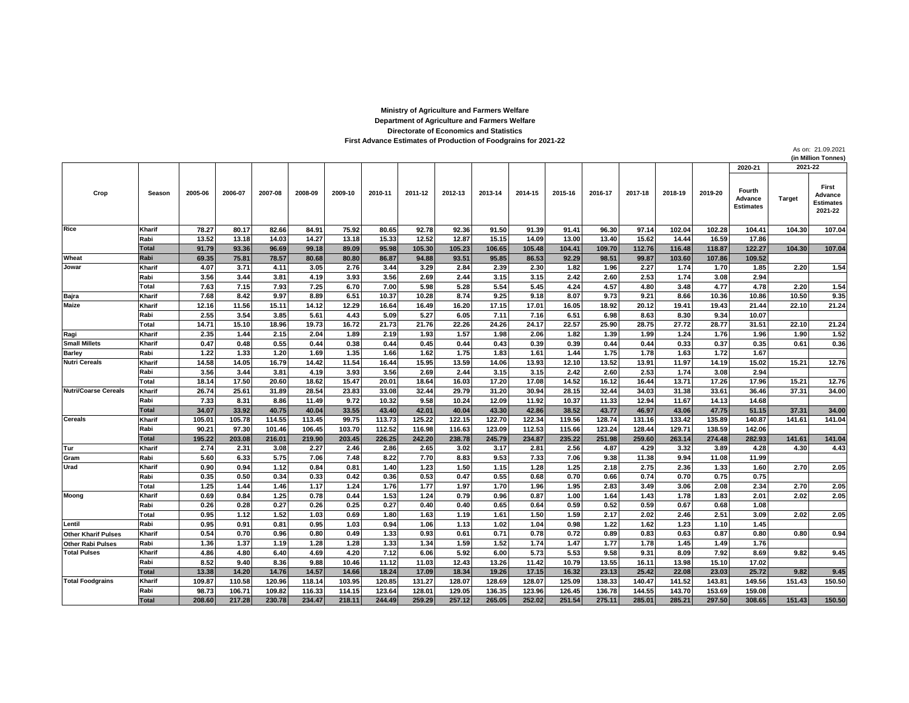**Ministry of Agriculture and Farmers Welfare**
**Department of Agriculture and Farmers Welfare**
**Directorate of Economics and Statistics**
**First Advance Estimates of Production of Foodgrains for 2021-22**

As on: 21.09.2021
**(in Million Tonnes)**

| Crop | Season | 2005-06 | 2006-07 | 2007-08 | 2008-09 | 2009-10 | 2010-11 | 2011-12 | 2012-13 | 2013-14 | 2014-15 | 2015-16 | 2016-17 | 2017-18 | 2018-19 | 2019-20 | 2020-21 | 2021-22 | |
|---|---|---|---|---|---|---|---|---|---|---|---|---|---|---|---|---|---|---|---|
| | | | | | | | | | | | | | | | | | Fourth Advance Estimates | Target | First Advance Estimates 2021-22 |
| Rice | Kharif | 78.27 | 80.17 | 82.66 | 84.91 | 75.92 | 80.65 | 92.78 | 92.36 | 91.50 | 91.39 | 91.41 | 96.30 | 97.14 | 102.04 | 102.28 | 104.41 | 104.30 | 107.04 |
| | Rabi | 13.52 | 13.18 | 14.03 | 14.27 | 13.18 | 15.33 | 12.52 | 12.87 | 15.15 | 14.09 | 13.00 | 13.40 | 15.62 | 14.44 | 16.59 | 17.86 | | |
| | Total | 91.79 | 93.36 | 96.69 | 99.18 | 89.09 | 95.98 | 105.30 | 105.23 | 106.65 | 105.48 | 104.41 | 109.70 | 112.76 | 116.48 | 118.87 | 122.27 | 104.30 | 107.04 |
| Wheat | Rabi | 69.35 | 75.81 | 78.57 | 80.68 | 80.80 | 86.87 | 94.88 | 93.51 | 95.85 | 86.53 | 92.29 | 98.51 | 99.87 | 103.60 | 107.86 | 109.52 | | |
| Jowar | Kharif | 4.07 | 3.71 | 4.11 | 3.05 | 2.76 | 3.44 | 3.29 | 2.84 | 2.39 | 2.30 | 1.82 | 1.96 | 2.27 | 1.74 | 1.70 | 1.85 | 2.20 | 1.54 |
| | Rabi | 3.56 | 3.44 | 3.81 | 4.19 | 3.93 | 3.56 | 2.69 | 2.44 | 3.15 | 3.15 | 2.42 | 2.60 | 2.53 | 1.74 | 3.08 | 2.94 | | |
| | Total | 7.63 | 7.15 | 7.93 | 7.25 | 6.70 | 7.00 | 5.98 | 5.28 | 5.54 | 5.45 | 4.24 | 4.57 | 4.80 | 3.48 | 4.77 | 4.78 | 2.20 | 1.54 |
| Bajra | Kharif | 7.68 | 8.42 | 9.97 | 8.89 | 6.51 | 10.37 | 10.28 | 8.74 | 9.25 | 9.18 | 8.07 | 9.73 | 9.21 | 8.66 | 10.36 | 10.86 | 10.50 | 9.35 |
| Maize | Kharif | 12.16 | 11.56 | 15.11 | 14.12 | 12.29 | 16.64 | 16.49 | 16.20 | 17.15 | 17.01 | 16.05 | 18.92 | 20.12 | 19.41 | 19.43 | 21.44 | 22.10 | 21.24 |
| | Rabi | 2.55 | 3.54 | 3.85 | 5.61 | 4.43 | 5.09 | 5.27 | 6.05 | 7.11 | 7.16 | 6.51 | 6.98 | 8.63 | 8.30 | 9.34 | 10.07 | | |
| | Total | 14.71 | 15.10 | 18.96 | 19.73 | 16.72 | 21.73 | 21.76 | 22.26 | 24.26 | 24.17 | 22.57 | 25.90 | 28.75 | 27.72 | 28.77 | 31.51 | 22.10 | 21.24 |
| Ragi | Kharif | 2.35 | 1.44 | 2.15 | 2.04 | 1.89 | 2.19 | 1.93 | 1.57 | 1.98 | 2.06 | 1.82 | 1.39 | 1.99 | 1.24 | 1.76 | 1.96 | 1.90 | 1.52 |
| Small Millets | Kharif | 0.47 | 0.48 | 0.55 | 0.44 | 0.38 | 0.44 | 0.45 | 0.44 | 0.43 | 0.39 | 0.39 | 0.44 | 0.44 | 0.33 | 0.37 | 0.35 | 0.61 | 0.36 |
| Barley | Rabi | 1.22 | 1.33 | 1.20 | 1.69 | 1.35 | 1.66 | 1.62 | 1.75 | 1.83 | 1.61 | 1.44 | 1.75 | 1.78 | 1.63 | 1.72 | 1.67 | | |
| Nutri Cereals | Kharif | 14.58 | 14.05 | 16.79 | 14.42 | 11.54 | 16.44 | 15.95 | 13.59 | 14.06 | 13.93 | 12.10 | 13.52 | 13.91 | 11.97 | 14.19 | 15.02 | 15.21 | 12.76 |
| | Rabi | 3.56 | 3.44 | 3.81 | 4.19 | 3.93 | 3.56 | 2.69 | 2.44 | 3.15 | 3.15 | 2.42 | 2.60 | 2.53 | 1.74 | 3.08 | 2.94 | | |
| | Total | 18.14 | 17.50 | 20.60 | 18.62 | 15.47 | 20.01 | 18.64 | 16.03 | 17.20 | 17.08 | 14.52 | 16.12 | 16.44 | 13.71 | 17.26 | 17.96 | 15.21 | 12.76 |
| Nutri/Coarse Cereals | Kharif | 26.74 | 25.61 | 31.89 | 28.54 | 23.83 | 33.08 | 32.44 | 29.79 | 31.20 | 30.94 | 28.15 | 32.44 | 34.03 | 31.38 | 33.61 | 36.46 | 37.31 | 34.00 |
| | Rabi | 7.33 | 8.31 | 8.86 | 11.49 | 9.72 | 10.32 | 9.58 | 10.24 | 12.09 | 11.92 | 10.37 | 11.33 | 12.94 | 11.67 | 14.13 | 14.68 | | |
| | Total | 34.07 | 33.92 | 40.75 | 40.04 | 33.55 | 43.40 | 42.01 | 40.04 | 43.30 | 42.86 | 38.52 | 43.77 | 46.97 | 43.06 | 47.75 | 51.15 | 37.31 | 34.00 |
| Cereals | Kharif | 105.01 | 105.78 | 114.55 | 113.45 | 99.75 | 113.73 | 125.22 | 122.15 | 122.70 | 122.34 | 119.56 | 128.74 | 131.16 | 133.42 | 135.89 | 140.87 | 141.61 | 141.04 |
| | Rabi | 90.21 | 97.30 | 101.46 | 106.45 | 103.70 | 112.52 | 116.98 | 116.63 | 123.09 | 112.53 | 115.66 | 123.24 | 128.44 | 129.71 | 138.59 | 142.06 | | |
| | Total | 195.22 | 203.08 | 216.01 | 219.90 | 203.45 | 226.25 | 242.20 | 238.78 | 245.79 | 234.87 | 235.22 | 251.98 | 259.60 | 263.14 | 274.48 | 282.93 | 141.61 | 141.04 |
| Tur | Kharif | 2.74 | 2.31 | 3.08 | 2.27 | 2.46 | 2.86 | 2.65 | 3.02 | 3.17 | 2.81 | 2.56 | 4.87 | 4.29 | 3.32 | 3.89 | 4.28 | 4.30 | 4.43 |
| Gram | Rabi | 5.60 | 6.33 | 5.75 | 7.06 | 7.48 | 8.22 | 7.70 | 8.83 | 9.53 | 7.33 | 7.06 | 9.38 | 11.38 | 9.94 | 11.08 | 11.99 | | |
| Urad | Kharif | 0.90 | 0.94 | 1.12 | 0.84 | 0.81 | 1.40 | 1.23 | 1.50 | 1.15 | 1.28 | 1.25 | 2.18 | 2.75 | 2.36 | 1.33 | 1.60 | 2.70 | 2.05 |
| | Rabi | 0.35 | 0.50 | 0.34 | 0.33 | 0.42 | 0.36 | 0.53 | 0.47 | 0.55 | 0.68 | 0.70 | 0.66 | 0.74 | 0.70 | 0.75 | 0.75 | | |
| | Total | 1.25 | 1.44 | 1.46 | 1.17 | 1.24 | 1.76 | 1.77 | 1.97 | 1.70 | 1.96 | 1.95 | 2.83 | 3.49 | 3.06 | 2.08 | 2.34 | 2.70 | 2.05 |
| Moong | Kharif | 0.69 | 0.84 | 1.25 | 0.78 | 0.44 | 1.53 | 1.24 | 0.79 | 0.96 | 0.87 | 1.00 | 1.64 | 1.43 | 1.78 | 1.83 | 2.01 | 2.02 | 2.05 |
| | Rabi | 0.26 | 0.28 | 0.27 | 0.26 | 0.25 | 0.27 | 0.40 | 0.40 | 0.65 | 0.64 | 0.59 | 0.52 | 0.59 | 0.67 | 0.68 | 1.08 | | |
| | Total | 0.95 | 1.12 | 1.52 | 1.03 | 0.69 | 1.80 | 1.63 | 1.19 | 1.61 | 1.50 | 1.59 | 2.17 | 2.02 | 2.46 | 2.51 | 3.09 | 2.02 | 2.05 |
| Lentil | Rabi | 0.95 | 0.91 | 0.81 | 0.95 | 1.03 | 0.94 | 1.06 | 1.13 | 1.02 | 1.04 | 0.98 | 1.22 | 1.62 | 1.23 | 1.10 | 1.45 | | |
| Other Kharif Pulses | Kharif | 0.54 | 0.70 | 0.96 | 0.80 | 0.49 | 1.33 | 0.93 | 0.61 | 0.71 | 0.78 | 0.72 | 0.89 | 0.83 | 0.63 | 0.87 | 0.80 | 0.80 | 0.94 |
| Other Rabi Pulses | Rabi | 1.36 | 1.37 | 1.19 | 1.28 | 1.28 | 1.33 | 1.34 | 1.59 | 1.52 | 1.74 | 1.47 | 1.77 | 1.78 | 1.45 | 1.49 | 1.76 | | |
| Total Pulses | Kharif | 4.86 | 4.80 | 6.40 | 4.69 | 4.20 | 7.12 | 6.06 | 5.92 | 6.00 | 5.73 | 5.53 | 9.58 | 9.31 | 8.09 | 7.92 | 8.69 | 9.82 | 9.45 |
| | Rabi | 8.52 | 9.40 | 8.36 | 9.88 | 10.46 | 11.12 | 11.03 | 12.43 | 13.26 | 11.42 | 10.79 | 13.55 | 16.11 | 13.98 | 15.10 | 17.02 | | |
| | Total | 13.38 | 14.20 | 14.76 | 14.57 | 14.66 | 18.24 | 17.09 | 18.34 | 19.26 | 17.15 | 16.32 | 23.13 | 25.42 | 22.08 | 23.03 | 25.72 | 9.82 | 9.45 |
| Total Foodgrains | Kharif | 109.87 | 110.58 | 120.96 | 118.14 | 103.95 | 120.85 | 131.27 | 128.07 | 128.69 | 128.07 | 125.09 | 138.33 | 140.47 | 141.52 | 143.81 | 149.56 | 151.43 | 150.50 |
| | Rabi | 98.73 | 106.71 | 109.82 | 116.33 | 114.15 | 123.64 | 128.01 | 129.05 | 136.35 | 123.96 | 126.45 | 136.78 | 144.55 | 143.70 | 153.69 | 159.08 | | |
| | Total | 208.60 | 217.28 | 230.78 | 234.47 | 218.11 | 244.49 | 259.29 | 257.12 | 265.05 | 252.02 | 251.54 | 275.11 | 285.01 | 285.21 | 297.50 | 308.65 | 151.43 | 150.50 |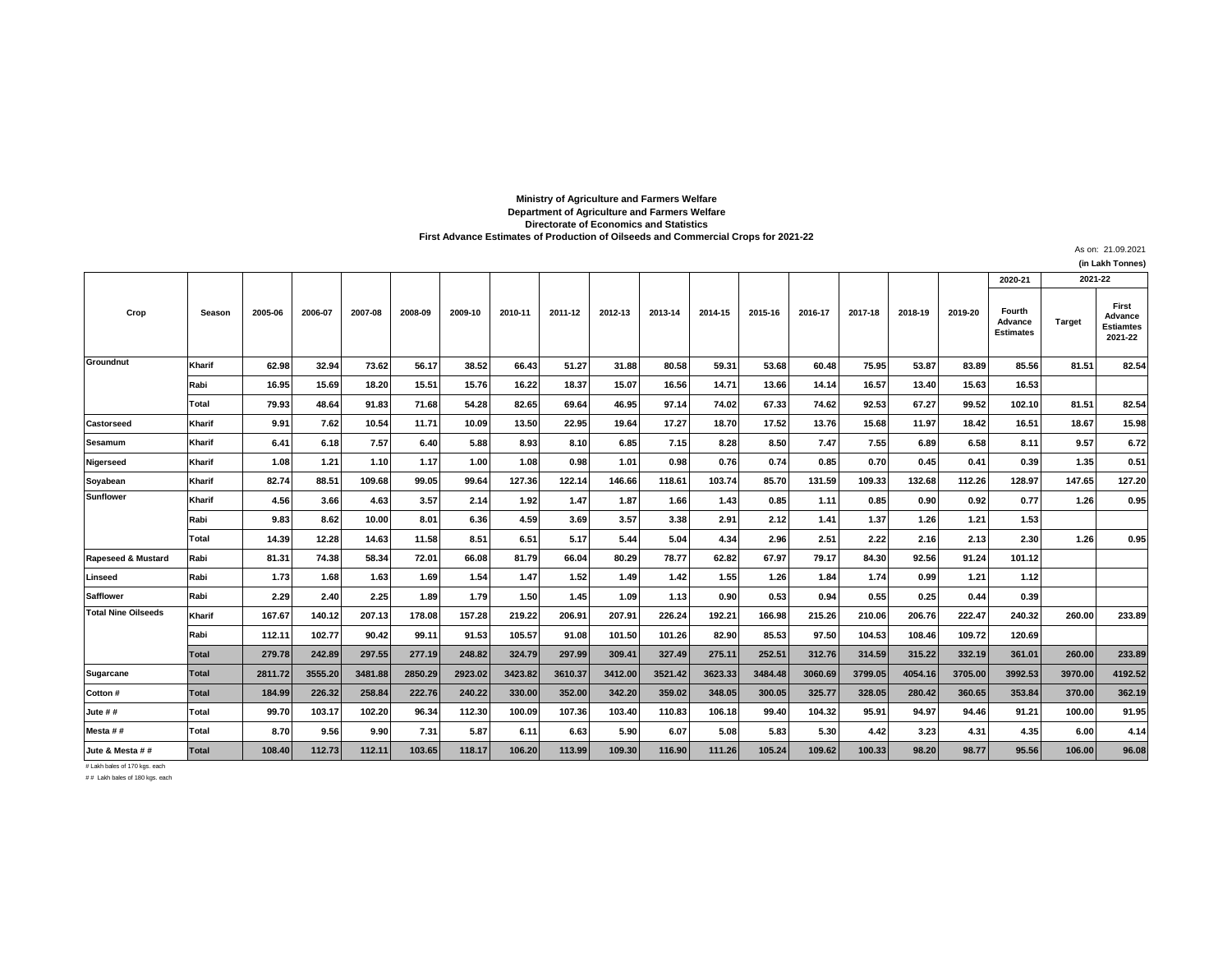**Ministry of Agriculture and Farmers Welfare**
**Department of Agriculture and Farmers Welfare**
**Directorate of Economics and Statistics**
**First Advance Estimates of Production of Oilseeds and Commercial Crops for 2021-22**

As on: 21.09.2021

**(in Lakh Tonnes)**

| Crop | Season | 2005-06 | 2006-07 | 2007-08 | 2008-09 | 2009-10 | 2010-11 | 2011-12 | 2012-13 | 2013-14 | 2014-15 | 2015-16 | 2016-17 | 2017-18 | 2018-19 | 2019-20 | 2020-21 | 2021-22 | |
|---|---|---|---|---|---|---|---|---|---|---|---|---|---|---|---|---|---|---|---|
| | | | | | | | | | | | | | | | | | Fourth Advance Estimates | Target | First Advance Estiamtes 2021-22 |
| Groundnut | Kharif | 62.98 | 32.94 | 73.62 | 56.17 | 38.52 | 66.43 | 51.27 | 31.88 | 80.58 | 59.31 | 53.68 | 60.48 | 75.95 | 53.87 | 83.89 | 85.56 | 81.51 | 82.54 |
| | Rabi | 16.95 | 15.69 | 18.20 | 15.51 | 15.76 | 16.22 | 18.37 | 15.07 | 16.56 | 14.71 | 13.66 | 14.14 | 16.57 | 13.40 | 15.63 | 16.53 | | |
| | Total | 79.93 | 48.64 | 91.83 | 71.68 | 54.28 | 82.65 | 69.64 | 46.95 | 97.14 | 74.02 | 67.33 | 74.62 | 92.53 | 67.27 | 99.52 | 102.10 | 81.51 | 82.54 |
| Castorseed | Kharif | 9.91 | 7.62 | 10.54 | 11.71 | 10.09 | 13.50 | 22.95 | 19.64 | 17.27 | 18.70 | 17.52 | 13.76 | 15.68 | 11.97 | 18.42 | 16.51 | 18.67 | 15.98 |
| Sesamum | Kharif | 6.41 | 6.18 | 7.57 | 6.40 | 5.88 | 8.93 | 8.10 | 6.85 | 7.15 | 8.28 | 8.50 | 7.47 | 7.55 | 6.89 | 6.58 | 8.11 | 9.57 | 6.72 |
| Nigerseed | Kharif | 1.08 | 1.21 | 1.10 | 1.17 | 1.00 | 1.08 | 0.98 | 1.01 | 0.98 | 0.76 | 0.74 | 0.85 | 0.70 | 0.45 | 0.41 | 0.39 | 1.35 | 0.51 |
| Soyabean | Kharif | 82.74 | 88.51 | 109.68 | 99.05 | 99.64 | 127.36 | 122.14 | 146.66 | 118.61 | 103.74 | 85.70 | 131.59 | 109.33 | 132.68 | 112.26 | 128.97 | 147.65 | 127.20 |
| Sunflower | Kharif | 4.56 | 3.66 | 4.63 | 3.57 | 2.14 | 1.92 | 1.47 | 1.87 | 1.66 | 1.43 | 0.85 | 1.11 | 0.85 | 0.90 | 0.92 | 0.77 | 1.26 | 0.95 |
| | Rabi | 9.83 | 8.62 | 10.00 | 8.01 | 6.36 | 4.59 | 3.69 | 3.57 | 3.38 | 2.91 | 2.12 | 1.41 | 1.37 | 1.26 | 1.21 | 1.53 | | |
| | Total | 14.39 | 12.28 | 14.63 | 11.58 | 8.51 | 6.51 | 5.17 | 5.44 | 5.04 | 4.34 | 2.96 | 2.51 | 2.22 | 2.16 | 2.13 | 2.30 | 1.26 | 0.95 |
| Rapeseed & Mustard | Rabi | 81.31 | 74.38 | 58.34 | 72.01 | 66.08 | 81.79 | 66.04 | 80.29 | 78.77 | 62.82 | 67.97 | 79.17 | 84.30 | 92.56 | 91.24 | 101.12 | | |
| Linseed | Rabi | 1.73 | 1.68 | 1.63 | 1.69 | 1.54 | 1.47 | 1.52 | 1.49 | 1.42 | 1.55 | 1.26 | 1.84 | 1.74 | 0.99 | 1.21 | 1.12 | | |
| Safflower | Rabi | 2.29 | 2.40 | 2.25 | 1.89 | 1.79 | 1.50 | 1.45 | 1.09 | 1.13 | 0.90 | 0.53 | 0.94 | 0.55 | 0.25 | 0.44 | 0.39 | | |
| Total Nine Oilseeds | Kharif | 167.67 | 140.12 | 207.13 | 178.08 | 157.28 | 219.22 | 206.91 | 207.91 | 226.24 | 192.21 | 166.98 | 215.26 | 210.06 | 206.76 | 222.47 | 240.32 | 260.00 | 233.89 |
| | Rabi | 112.11 | 102.77 | 90.42 | 99.11 | 91.53 | 105.57 | 91.08 | 101.50 | 101.26 | 82.90 | 85.53 | 97.50 | 104.53 | 108.46 | 109.72 | 120.69 | | |
| | Total | 279.78 | 242.89 | 297.55 | 277.19 | 248.82 | 324.79 | 297.99 | 309.41 | 327.49 | 275.11 | 252.51 | 312.76 | 314.59 | 315.22 | 332.19 | 361.01 | 260.00 | 233.89 |
| Sugarcane | Total | 2811.72 | 3555.20 | 3481.88 | 2850.29 | 2923.02 | 3423.82 | 3610.37 | 3412.00 | 3521.42 | 3623.33 | 3484.48 | 3060.69 | 3799.05 | 4054.16 | 3705.00 | 3992.53 | 3970.00 | 4192.52 |
| Cotton # | Total | 184.99 | 226.32 | 258.84 | 222.76 | 240.22 | 330.00 | 352.00 | 342.20 | 359.02 | 348.05 | 300.05 | 325.77 | 328.05 | 280.42 | 360.65 | 353.84 | 370.00 | 362.19 |
| Jute # # | Total | 99.70 | 103.17 | 102.20 | 96.34 | 112.30 | 100.09 | 107.36 | 103.40 | 110.83 | 106.18 | 99.40 | 104.32 | 95.91 | 94.97 | 94.46 | 91.21 | 100.00 | 91.95 |
| Mesta # # | Total | 8.70 | 9.56 | 9.90 | 7.31 | 5.87 | 6.11 | 6.63 | 5.90 | 6.07 | 5.08 | 5.83 | 5.30 | 4.42 | 3.23 | 4.31 | 4.35 | 6.00 | 4.14 |
| Jute & Mesta # # | Total | 108.40 | 112.73 | 112.11 | 103.65 | 118.17 | 106.20 | 113.99 | 109.30 | 116.90 | 111.26 | 105.24 | 109.62 | 100.33 | 98.20 | 98.77 | 95.56 | 106.00 | 96.08 |

# Lakh bales of 170 kgs. each

# # Lakh bales of 180 kgs. each